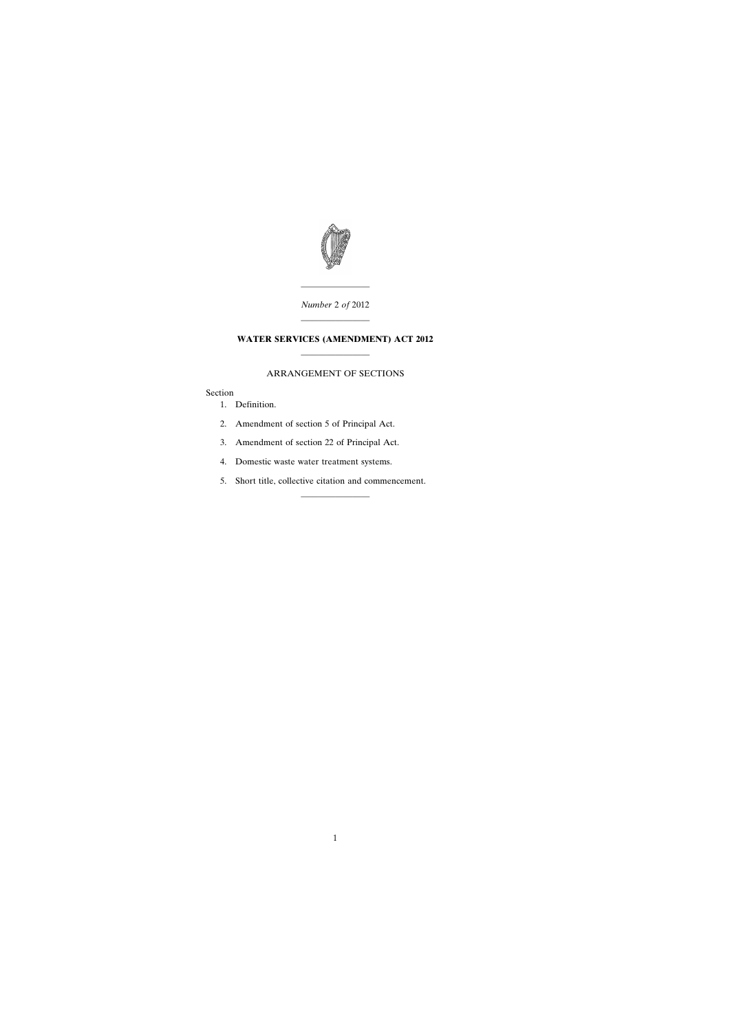*Number* 2 *of* 2012

---

# WATER SERVICES (AMENDMENT) ACT 2012

---

## ARRANGEMENT OF SECTIONS

Section

1. Definition.
2. Amendment of section 5 of Principal Act.
3. Amendment of section 22 of Principal Act.
4. Domestic waste water treatment systems.
5. Short title, collective citation and commencement.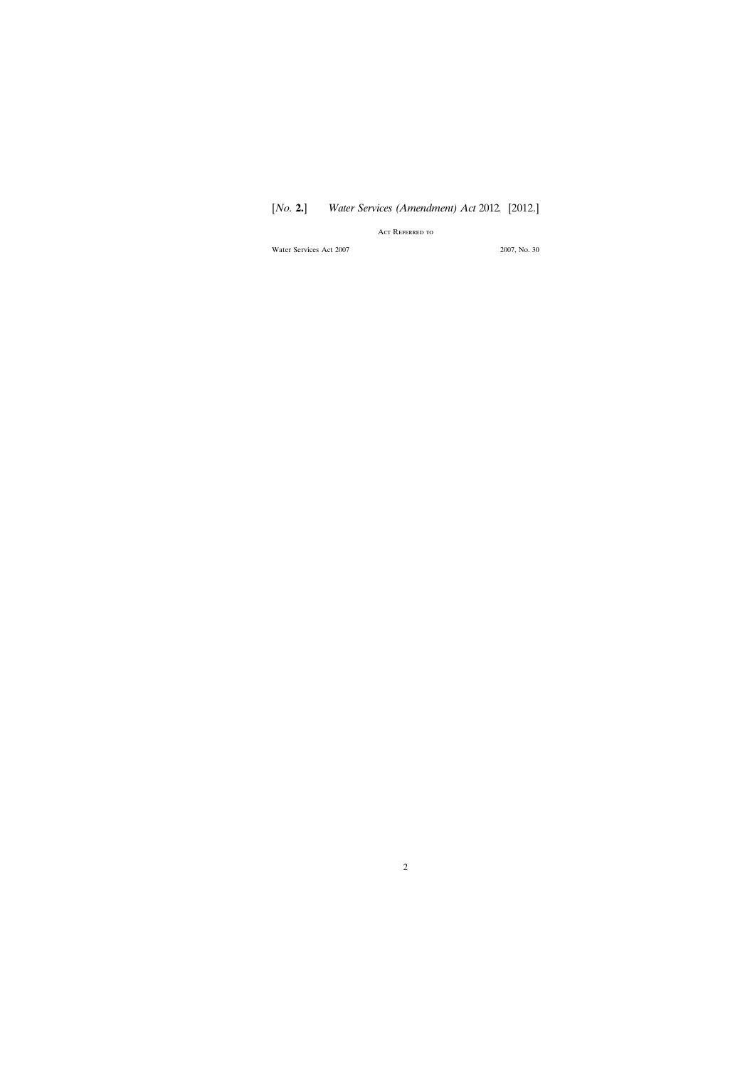ACT REFERRED TO

| | |
|---|---|
| Water Services Act 2007 | 2007, No. 30 |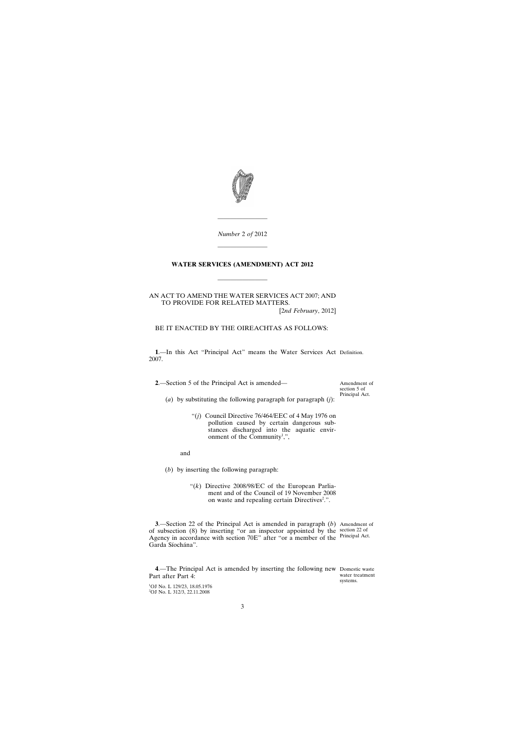*Number* 2 *of* 2012

# WATER SERVICES (AMENDMENT) ACT 2012

AN ACT TO AMEND THE WATER SERVICES ACT 2007; AND TO PROVIDE FOR RELATED MATTERS.

[*2nd February*, 2012]

BE IT ENACTED BY THE OIREACHTAS AS FOLLOWS:

Definition.

**1**.—In this Act "Principal Act" means the Water Services Act 2007.

Amendment of section 5 of Principal Act.

**2**.—Section 5 of the Principal Act is amended—

(*a*) by substituting the following paragraph for paragraph (*j*):

> "(*j*) Council Directive 76/464/EEC of 4 May 1976 on pollution caused by certain dangerous substances discharged into the aquatic environment of the Community[1],",

and

(*b*) by inserting the following paragraph:

> "(*k*) Directive 2008/98/EC of the European Parliament and of the Council of 19 November 2008 on waste and repealing certain Directives[2].".

Amendment of section 22 of Principal Act.

**3**.—Section 22 of the Principal Act is amended in paragraph (*b*) of subsection (8) by inserting "or an inspector appointed by the Agency in accordance with section 70E" after "or a member of the Garda Síochána".

Domestic waste water treatment systems.

**4**.—The Principal Act is amended by inserting the following new Part after Part 4:

[1]OJ No. L 129/23, 18.05.1976
[2]OJ No. L 312/3, 22.11.2008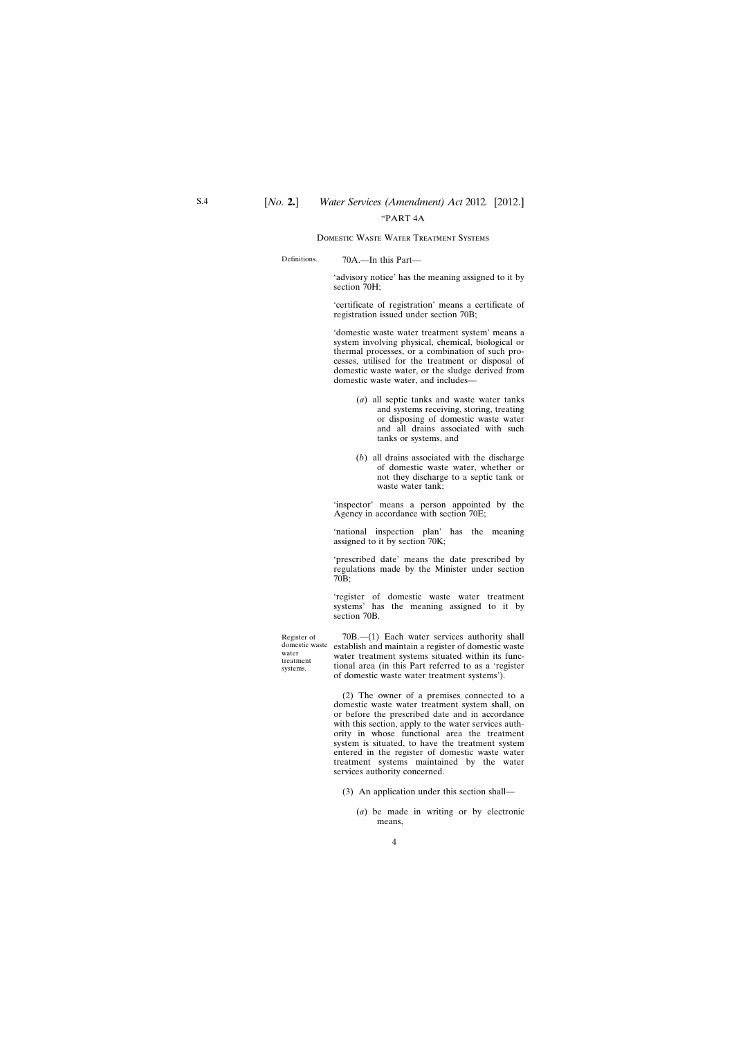"PART 4A

Domestic Waste Water Treatment Systems

Definitions.

70A.—In this Part—

'advisory notice' has the meaning assigned to it by section 70H;

'certificate of registration' means a certificate of registration issued under section 70B;

'domestic waste water treatment system' means a system involving physical, chemical, biological or thermal processes, or a combination of such processes, utilised for the treatment or disposal of domestic waste water, or the sludge derived from domestic waste water, and includes—

(*a*) all septic tanks and waste water tanks and systems receiving, storing, treating or disposing of domestic waste water and all drains associated with such tanks or systems, and

(*b*) all drains associated with the discharge of domestic waste water, whether or not they discharge to a septic tank or waste water tank;

'inspector' means a person appointed by the Agency in accordance with section 70E;

'national inspection plan' has the meaning assigned to it by section 70K;

'prescribed date' means the date prescribed by regulations made by the Minister under section 70B;

'register of domestic waste water treatment systems' has the meaning assigned to it by section 70B.

Register of domestic waste water treatment systems.

70B.—(1) Each water services authority shall establish and maintain a register of domestic waste water treatment systems situated within its functional area (in this Part referred to as a 'register of domestic waste water treatment systems').

(2) The owner of a premises connected to a domestic waste water treatment system shall, on or before the prescribed date and in accordance with this section, apply to the water services authority in whose functional area the treatment system is situated, to have the treatment system entered in the register of domestic waste water treatment systems maintained by the water services authority concerned.

(3) An application under this section shall—

(*a*) be made in writing or by electronic means,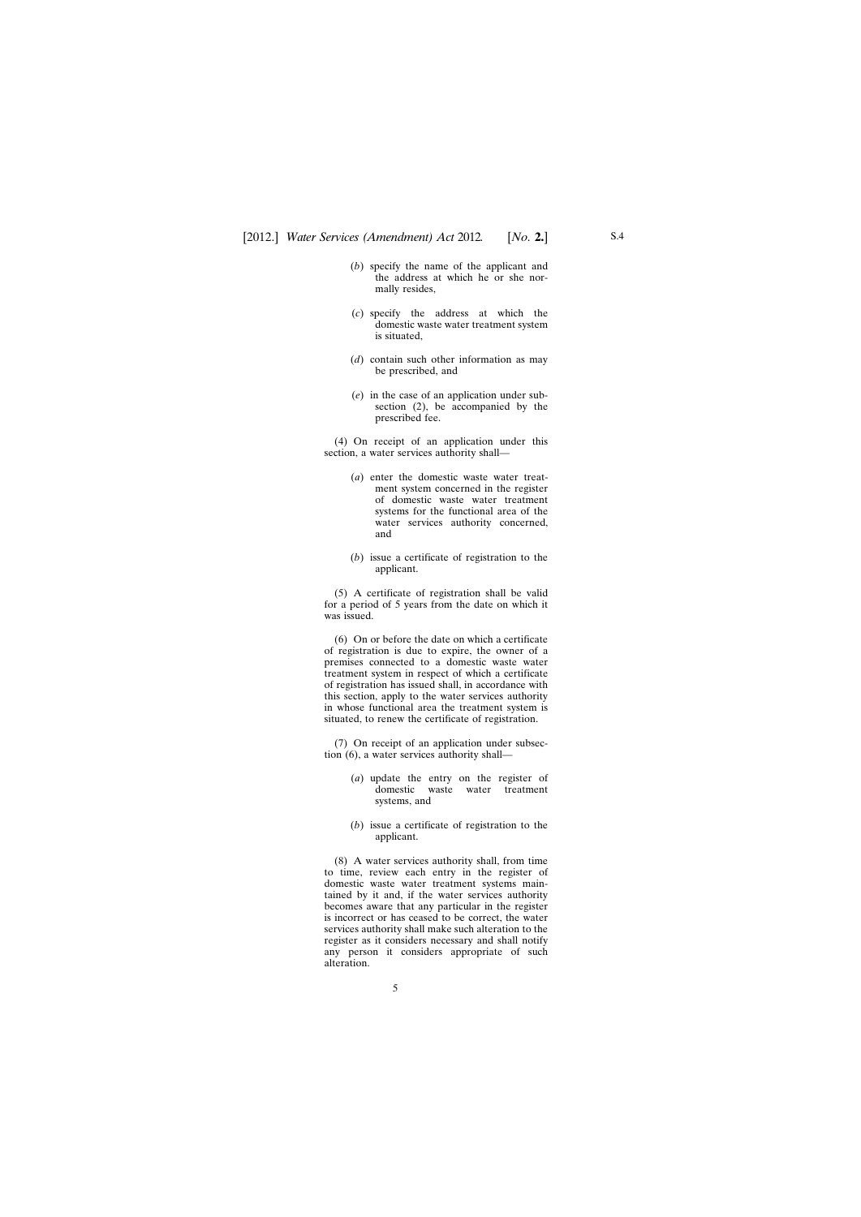(*b*) specify the name of the applicant and the address at which he or she normally resides,

(*c*) specify the address at which the domestic waste water treatment system is situated,

(*d*) contain such other information as may be prescribed, and

(*e*) in the case of an application under subsection (2), be accompanied by the prescribed fee.

(4) On receipt of an application under this section, a water services authority shall—

(*a*) enter the domestic waste water treatment system concerned in the register of domestic waste water treatment systems for the functional area of the water services authority concerned, and

(*b*) issue a certificate of registration to the applicant.

(5) A certificate of registration shall be valid for a period of 5 years from the date on which it was issued.

(6) On or before the date on which a certificate of registration is due to expire, the owner of a premises connected to a domestic waste water treatment system in respect of which a certificate of registration has issued shall, in accordance with this section, apply to the water services authority in whose functional area the treatment system is situated, to renew the certificate of registration.

(7) On receipt of an application under subsection (6), a water services authority shall—

(*a*) update the entry on the register of domestic waste water treatment systems, and

(*b*) issue a certificate of registration to the applicant.

(8) A water services authority shall, from time to time, review each entry in the register of domestic waste water treatment systems maintained by it and, if the water services authority becomes aware that any particular in the register is incorrect or has ceased to be correct, the water services authority shall make such alteration to the register as it considers necessary and shall notify any person it considers appropriate of such alteration.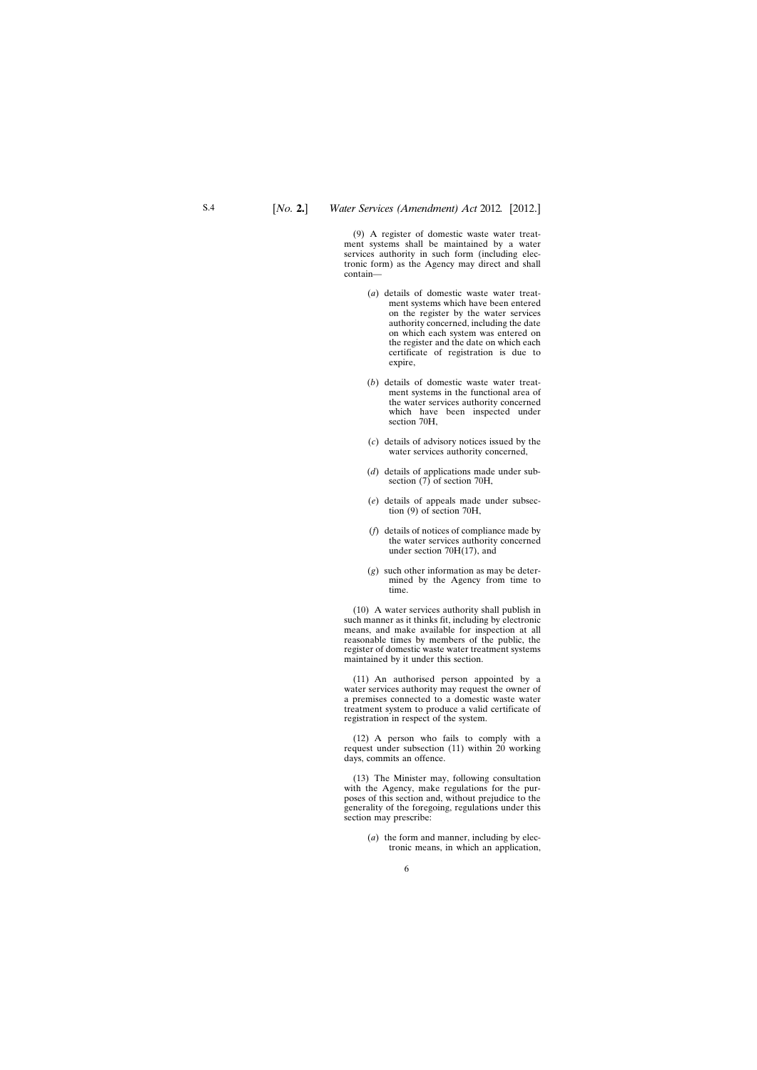(9) A register of domestic waste water treatment systems shall be maintained by a water services authority in such form (including electronic form) as the Agency may direct and shall contain—

(*a*) details of domestic waste water treatment systems which have been entered on the register by the water services authority concerned, including the date on which each system was entered on the register and the date on which each certificate of registration is due to expire,

(*b*) details of domestic waste water treatment systems in the functional area of the water services authority concerned which have been inspected under section 70H,

(*c*) details of advisory notices issued by the water services authority concerned,

(*d*) details of applications made under subsection (7) of section 70H,

(*e*) details of appeals made under subsection (9) of section 70H,

(*f*) details of notices of compliance made by the water services authority concerned under section 70H(17), and

(*g*) such other information as may be determined by the Agency from time to time.

(10) A water services authority shall publish in such manner as it thinks fit, including by electronic means, and make available for inspection at all reasonable times by members of the public, the register of domestic waste water treatment systems maintained by it under this section.

(11) An authorised person appointed by a water services authority may request the owner of a premises connected to a domestic waste water treatment system to produce a valid certificate of registration in respect of the system.

(12) A person who fails to comply with a request under subsection (11) within 20 working days, commits an offence.

(13) The Minister may, following consultation with the Agency, make regulations for the purposes of this section and, without prejudice to the generality of the foregoing, regulations under this section may prescribe:

(*a*) the form and manner, including by electronic means, in which an application,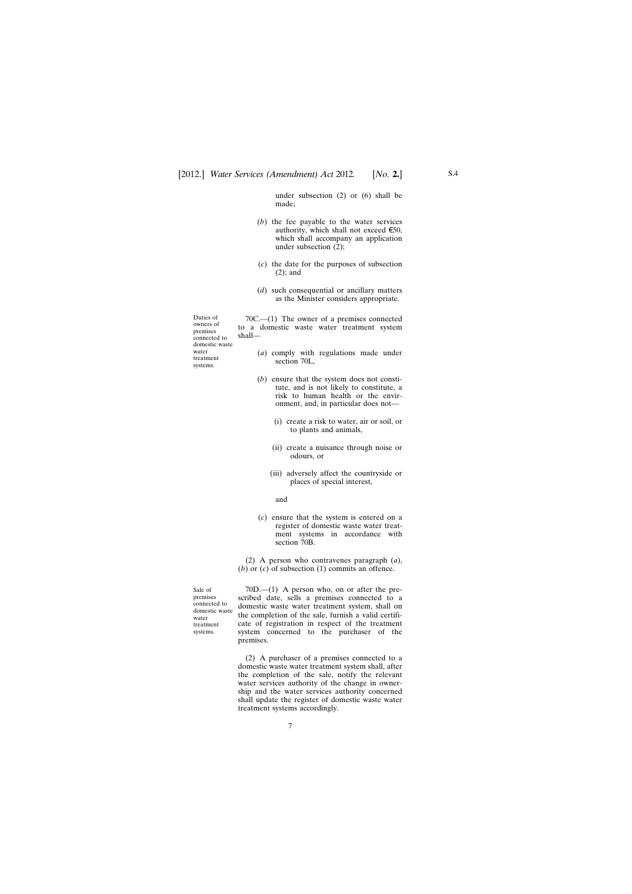under subsection (2) or (6) shall be made;

(*b*) the fee payable to the water services authority, which shall not exceed €50, which shall accompany an application under subsection (2);

(*c*) the date for the purposes of subsection (2); and

(*d*) such consequential or ancillary matters as the Minister considers appropriate.

Duties of owners of premises connected to domestic waste water treatment systems.

70C.—(1) The owner of a premises connected to a domestic waste water treatment system shall—

(*a*) comply with regulations made under section 70L,

(*b*) ensure that the system does not constitute, and is not likely to constitute, a risk to human health or the environment, and, in particular does not—

(i) create a risk to water, air or soil, or to plants and animals,

(ii) create a nuisance through noise or odours, or

(iii) adversely affect the countryside or places of special interest,

and

(*c*) ensure that the system is entered on a register of domestic waste water treatment systems in accordance with section 70B.

(2) A person who contravenes paragraph (*a*), (*b*) or (*c*) of subsection (1) commits an offence.

Sale of premises connected to domestic waste water treatment systems.

70D.—(1) A person who, on or after the prescribed date, sells a premises connected to a domestic waste water treatment system, shall on the completion of the sale, furnish a valid certificate of registration in respect of the treatment system concerned to the purchaser of the premises.

(2) A purchaser of a premises connected to a domestic waste water treatment system shall, after the completion of the sale, notify the relevant water services authority of the change in ownership and the water services authority concerned shall update the register of domestic waste water treatment systems accordingly.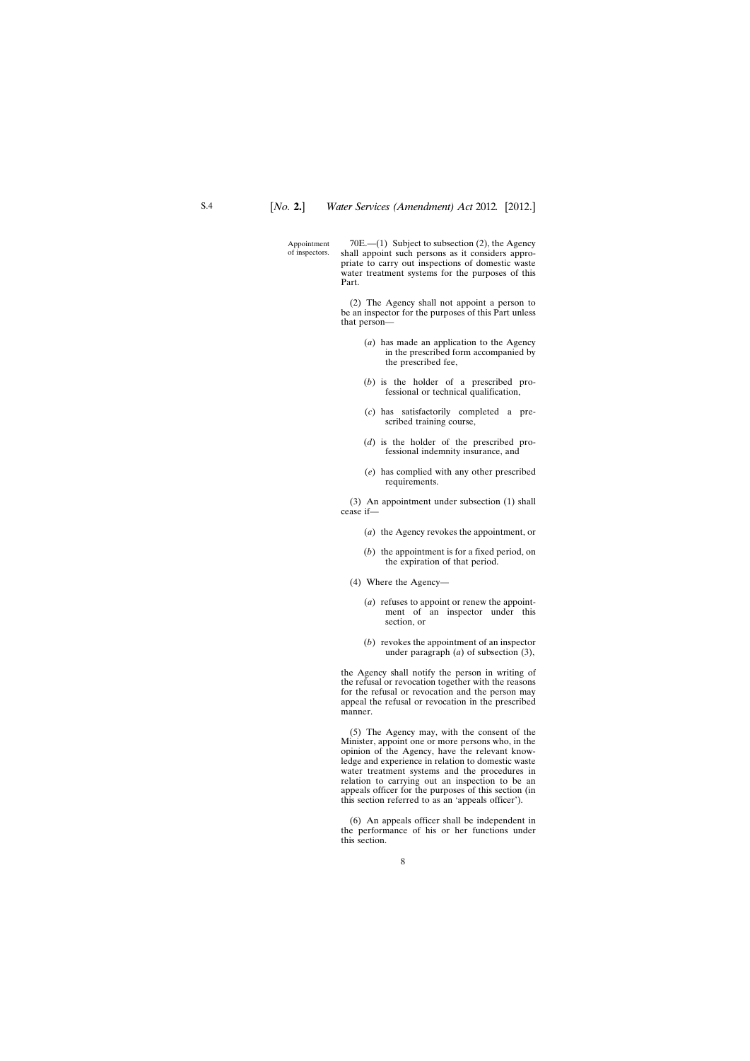Appointment of inspectors.

70E.—(1) Subject to subsection (2), the Agency shall appoint such persons as it considers appropriate to carry out inspections of domestic waste water treatment systems for the purposes of this Part.

(2) The Agency shall not appoint a person to be an inspector for the purposes of this Part unless that person—

(*a*) has made an application to the Agency in the prescribed form accompanied by the prescribed fee,

(*b*) is the holder of a prescribed professional or technical qualification,

(*c*) has satisfactorily completed a prescribed training course,

(*d*) is the holder of the prescribed professional indemnity insurance, and

(*e*) has complied with any other prescribed requirements.

(3) An appointment under subsection (1) shall cease if—

(*a*) the Agency revokes the appointment, or

(*b*) the appointment is for a fixed period, on the expiration of that period.

(4) Where the Agency—

(*a*) refuses to appoint or renew the appointment of an inspector under this section, or

(*b*) revokes the appointment of an inspector under paragraph (*a*) of subsection (3),

the Agency shall notify the person in writing of the refusal or revocation together with the reasons for the refusal or revocation and the person may appeal the refusal or revocation in the prescribed manner.

(5) The Agency may, with the consent of the Minister, appoint one or more persons who, in the opinion of the Agency, have the relevant knowledge and experience in relation to domestic waste water treatment systems and the procedures in relation to carrying out an inspection to be an appeals officer for the purposes of this section (in this section referred to as an 'appeals officer').

(6) An appeals officer shall be independent in the performance of his or her functions under this section.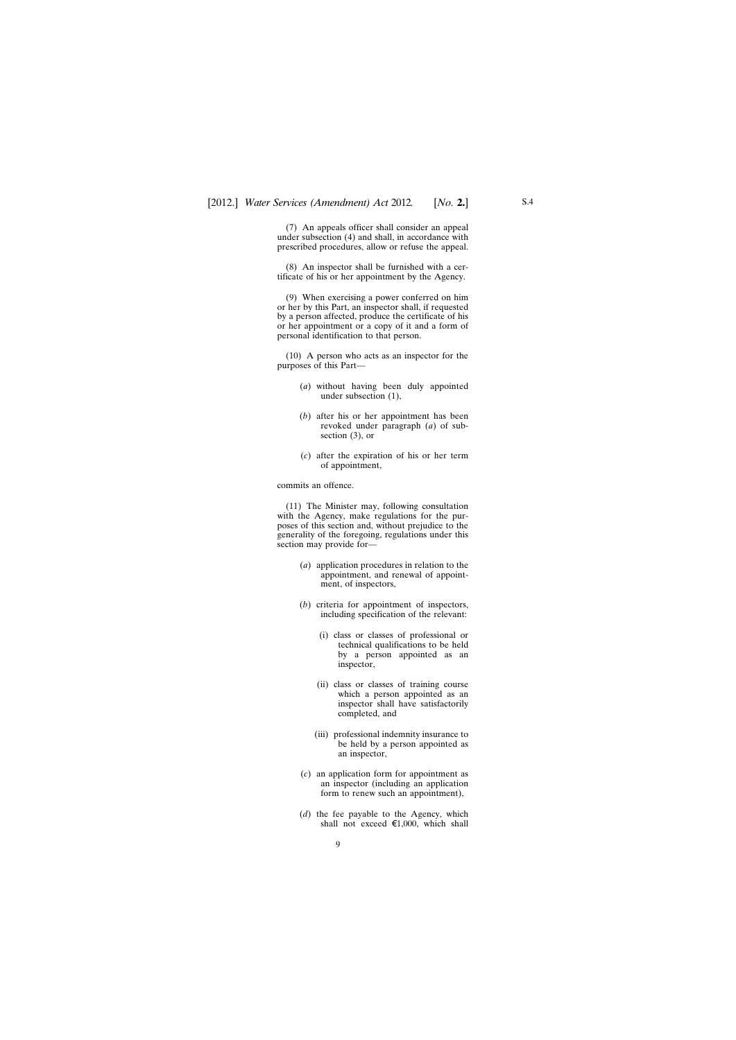(7) An appeals officer shall consider an appeal under subsection (4) and shall, in accordance with prescribed procedures, allow or refuse the appeal.

(8) An inspector shall be furnished with a certificate of his or her appointment by the Agency.

(9) When exercising a power conferred on him or her by this Part, an inspector shall, if requested by a person affected, produce the certificate of his or her appointment or a copy of it and a form of personal identification to that person.

(10) A person who acts as an inspector for the purposes of this Part—

(*a*) without having been duly appointed under subsection (1),

(*b*) after his or her appointment has been revoked under paragraph (*a*) of subsection (3), or

(*c*) after the expiration of his or her term of appointment,

commits an offence.

(11) The Minister may, following consultation with the Agency, make regulations for the purposes of this section and, without prejudice to the generality of the foregoing, regulations under this section may provide for—

(*a*) application procedures in relation to the appointment, and renewal of appointment, of inspectors,

(*b*) criteria for appointment of inspectors, including specification of the relevant:

(i) class or classes of professional or technical qualifications to be held by a person appointed as an inspector,

(ii) class or classes of training course which a person appointed as an inspector shall have satisfactorily completed, and

(iii) professional indemnity insurance to be held by a person appointed as an inspector,

(*c*) an application form for appointment as an inspector (including an application form to renew such an appointment),

(*d*) the fee payable to the Agency, which shall not exceed €1,000, which shall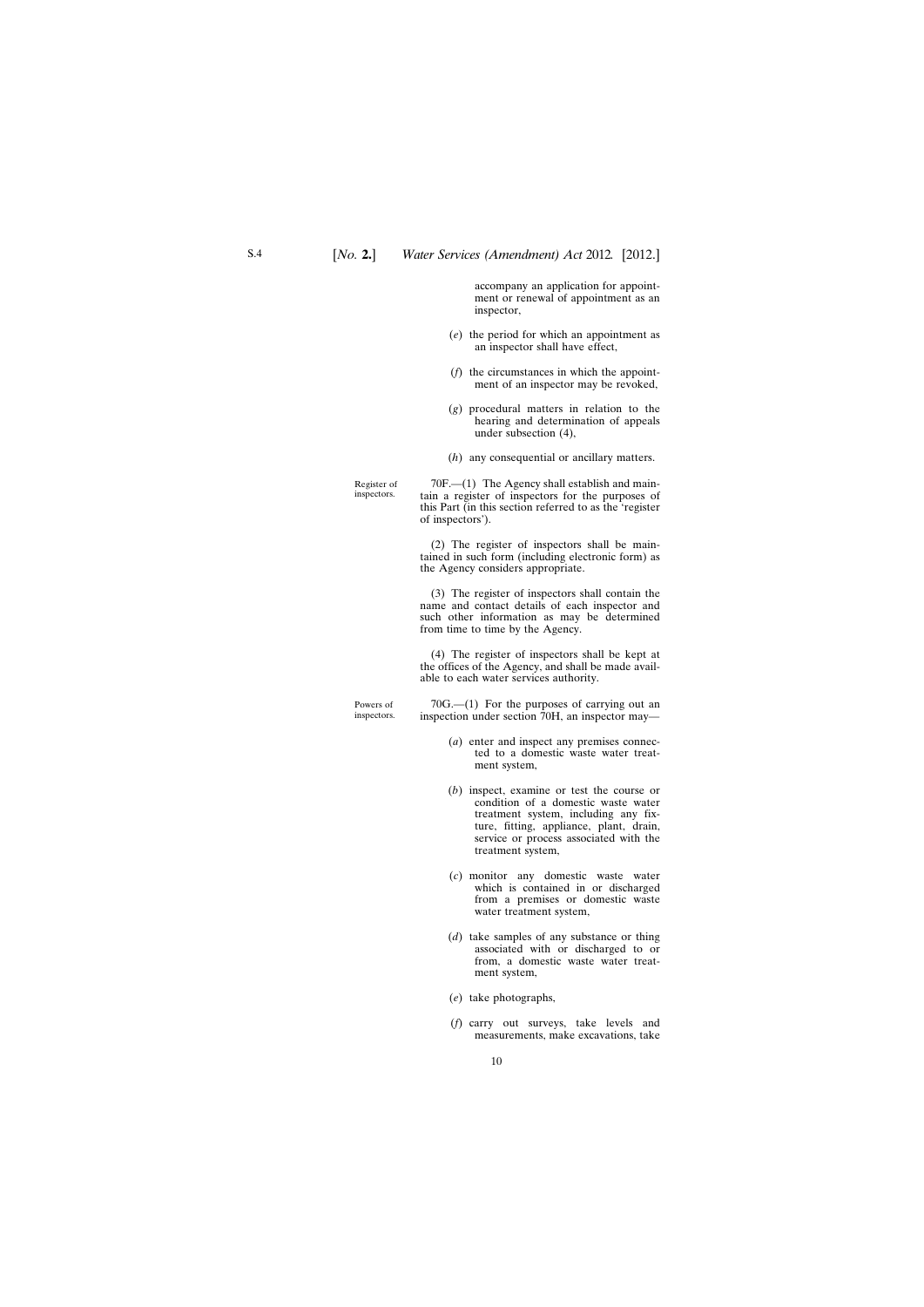accompany an application for appointment or renewal of appointment as an inspector,

(*e*) the period for which an appointment as an inspector shall have effect,

(*f*) the circumstances in which the appointment of an inspector may be revoked,

(*g*) procedural matters in relation to the hearing and determination of appeals under subsection (4),

(*h*) any consequential or ancillary matters.

Register of inspectors.

70F.—(1) The Agency shall establish and maintain a register of inspectors for the purposes of this Part (in this section referred to as the 'register of inspectors').

(2) The register of inspectors shall be maintained in such form (including electronic form) as the Agency considers appropriate.

(3) The register of inspectors shall contain the name and contact details of each inspector and such other information as may be determined from time to time by the Agency.

(4) The register of inspectors shall be kept at the offices of the Agency, and shall be made available to each water services authority.

Powers of inspectors.

70G.—(1) For the purposes of carrying out an inspection under section 70H, an inspector may—

(*a*) enter and inspect any premises connected to a domestic waste water treatment system,

(*b*) inspect, examine or test the course or condition of a domestic waste water treatment system, including any fixture, fitting, appliance, plant, drain, service or process associated with the treatment system,

(*c*) monitor any domestic waste water which is contained in or discharged from a premises or domestic waste water treatment system,

(*d*) take samples of any substance or thing associated with or discharged to or from, a domestic waste water treatment system,

(*e*) take photographs,

(*f*) carry out surveys, take levels and measurements, make excavations, take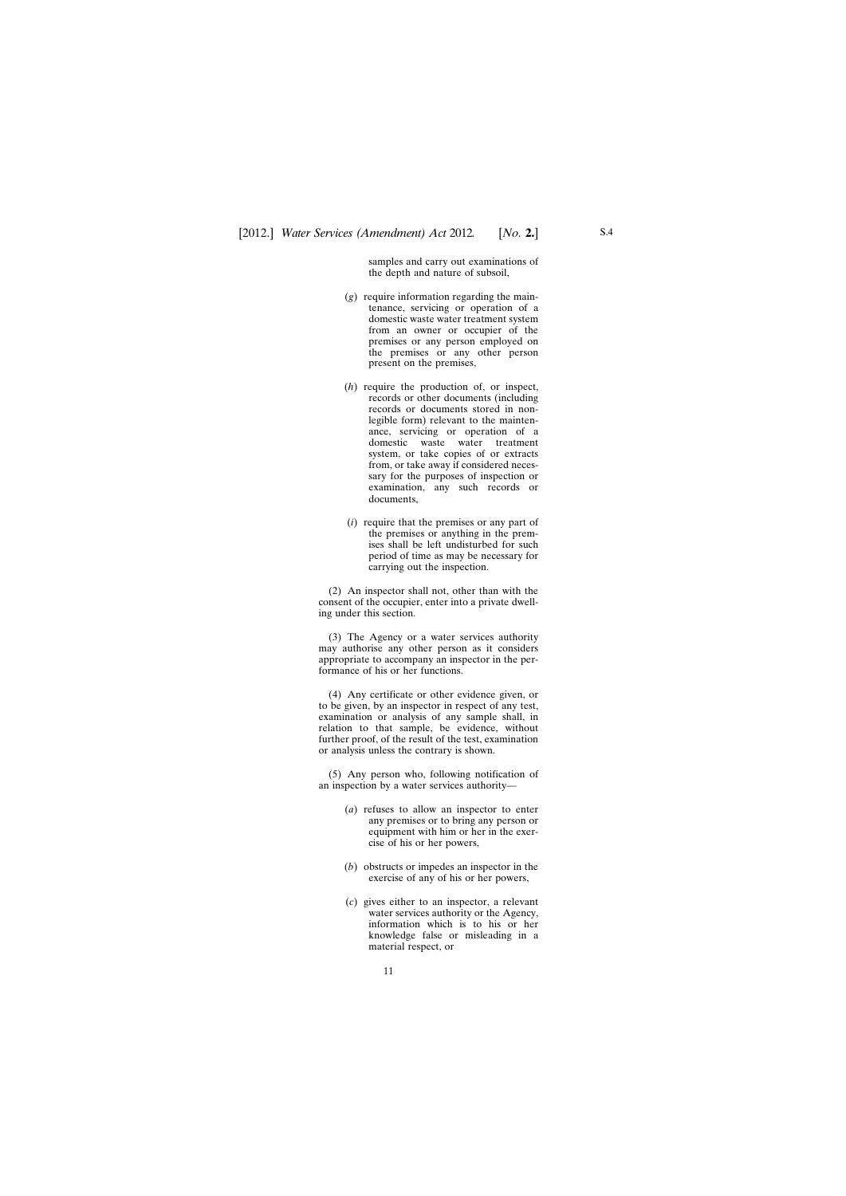samples and carry out examinations of the depth and nature of subsoil,

(*g*) require information regarding the maintenance, servicing or operation of a domestic waste water treatment system from an owner or occupier of the premises or any person employed on the premises or any other person present on the premises,

(*h*) require the production of, or inspect, records or other documents (including records or documents stored in non-legible form) relevant to the maintenance, servicing or operation of a domestic waste water treatment system, or take copies of or extracts from, or take away if considered necessary for the purposes of inspection or examination, any such records or documents,

(*i*) require that the premises or any part of the premises or anything in the premises shall be left undisturbed for such period of time as may be necessary for carrying out the inspection.

(2) An inspector shall not, other than with the consent of the occupier, enter into a private dwelling under this section.

(3) The Agency or a water services authority may authorise any other person as it considers appropriate to accompany an inspector in the performance of his or her functions.

(4) Any certificate or other evidence given, or to be given, by an inspector in respect of any test, examination or analysis of any sample shall, in relation to that sample, be evidence, without further proof, of the result of the test, examination or analysis unless the contrary is shown.

(5) Any person who, following notification of an inspection by a water services authority—

(*a*) refuses to allow an inspector to enter any premises or to bring any person or equipment with him or her in the exercise of his or her powers,

(*b*) obstructs or impedes an inspector in the exercise of any of his or her powers,

(*c*) gives either to an inspector, a relevant water services authority or the Agency, information which is to his or her knowledge false or misleading in a material respect, or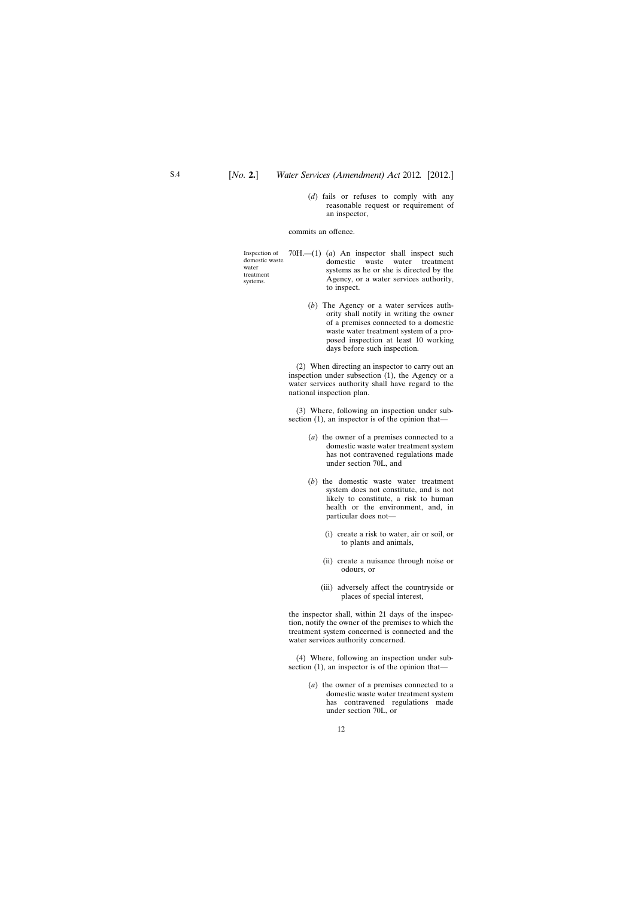(*d*) fails or refuses to comply with any reasonable request or requirement of an inspector,

commits an offence.

Inspection of domestic waste water treatment systems.

70H.—(1) (*a*) An inspector shall inspect such domestic waste water treatment systems as he or she is directed by the Agency, or a water services authority, to inspect.

(*b*) The Agency or a water services authority shall notify in writing the owner of a premises connected to a domestic waste water treatment system of a proposed inspection at least 10 working days before such inspection.

(2) When directing an inspector to carry out an inspection under subsection (1), the Agency or a water services authority shall have regard to the national inspection plan.

(3) Where, following an inspection under subsection (1), an inspector is of the opinion that—

(*a*) the owner of a premises connected to a domestic waste water treatment system has not contravened regulations made under section 70L, and

(*b*) the domestic waste water treatment system does not constitute, and is not likely to constitute, a risk to human health or the environment, and, in particular does not—

(i) create a risk to water, air or soil, or to plants and animals,

(ii) create a nuisance through noise or odours, or

(iii) adversely affect the countryside or places of special interest,

the inspector shall, within 21 days of the inspection, notify the owner of the premises to which the treatment system concerned is connected and the water services authority concerned.

(4) Where, following an inspection under subsection (1), an inspector is of the opinion that—

(*a*) the owner of a premises connected to a domestic waste water treatment system has contravened regulations made under section 70L, or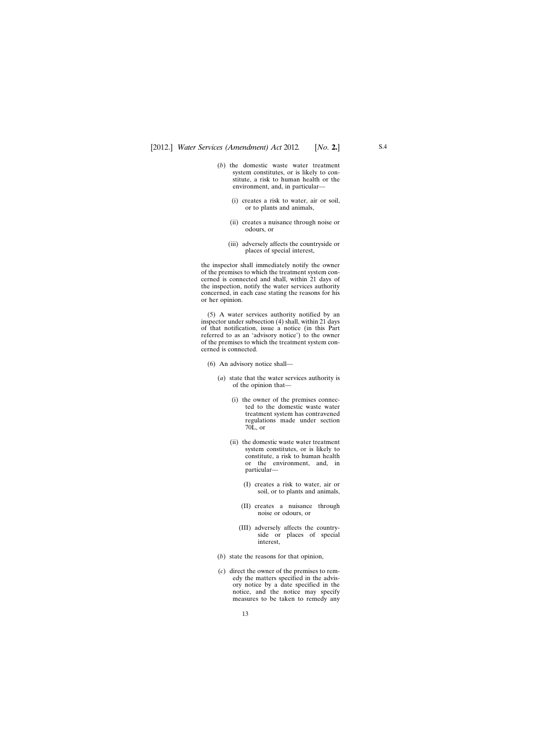(*b*) the domestic waste water treatment system constitutes, or is likely to constitute, a risk to human health or the environment, and, in particular—

(i) creates a risk to water, air or soil, or to plants and animals,

(ii) creates a nuisance through noise or odours, or

(iii) adversely affects the countryside or places of special interest,

the inspector shall immediately notify the owner of the premises to which the treatment system concerned is connected and shall, within 21 days of the inspection, notify the water services authority concerned, in each case stating the reasons for his or her opinion.

(5) A water services authority notified by an inspector under subsection (4) shall, within 21 days of that notification, issue a notice (in this Part referred to as an 'advisory notice') to the owner of the premises to which the treatment system concerned is connected.

(6) An advisory notice shall—

(*a*) state that the water services authority is of the opinion that—

(i) the owner of the premises connected to the domestic waste water treatment system has contravened regulations made under section 70L, or

(ii) the domestic waste water treatment system constitutes, or is likely to constitute, a risk to human health or the environment, and, in particular—

(I) creates a risk to water, air or soil, or to plants and animals,

(II) creates a nuisance through noise or odours, or

(III) adversely affects the countryside or places of special interest,

(*b*) state the reasons for that opinion,

(*c*) direct the owner of the premises to remedy the matters specified in the advisory notice by a date specified in the notice, and the notice may specify measures to be taken to remedy any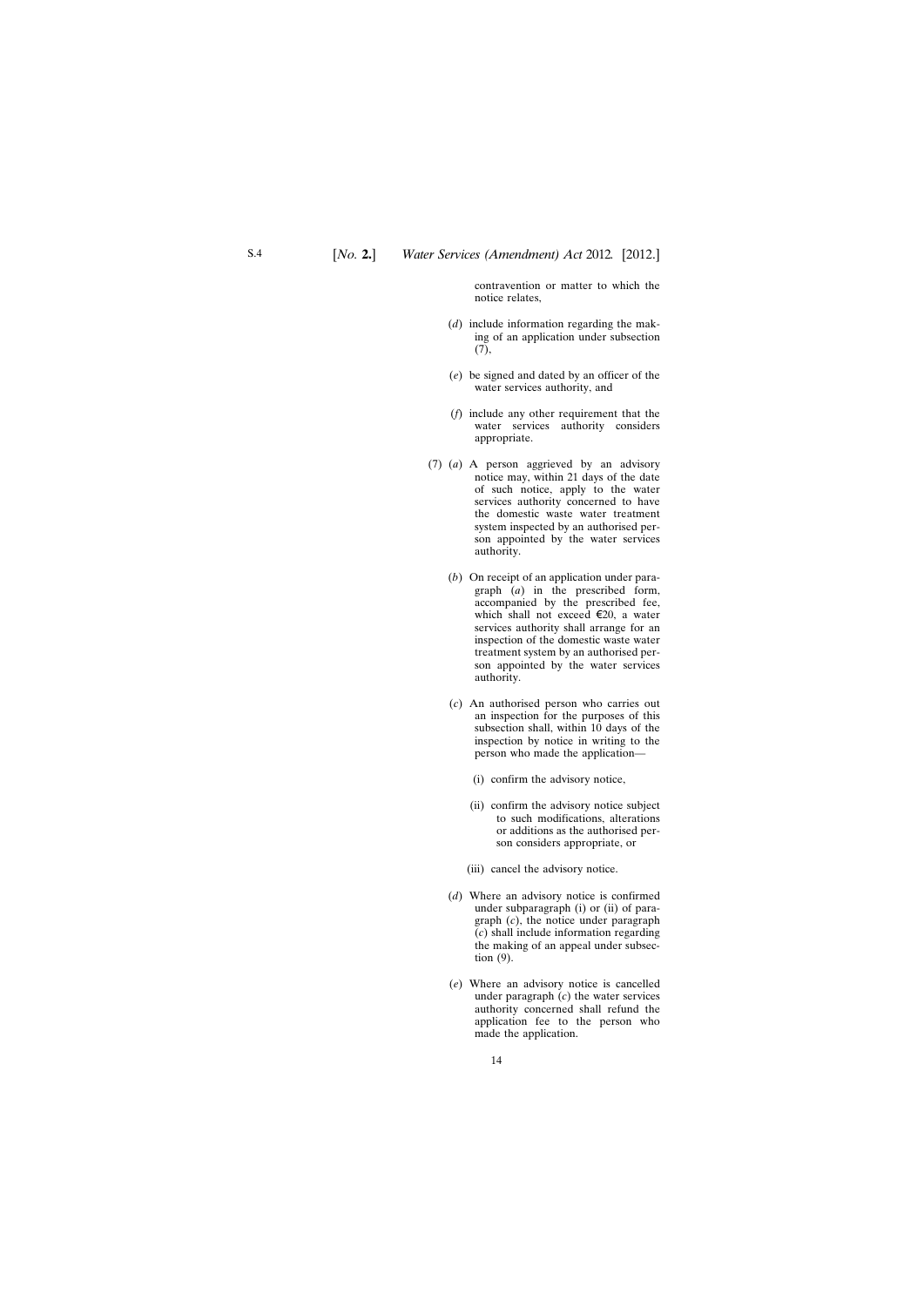contravention or matter to which the notice relates,

(*d*) include information regarding the making of an application under subsection (7),

(*e*) be signed and dated by an officer of the water services authority, and

(*f*) include any other requirement that the water services authority considers appropriate.

(7) (*a*) A person aggrieved by an advisory notice may, within 21 days of the date of such notice, apply to the water services authority concerned to have the domestic waste water treatment system inspected by an authorised person appointed by the water services authority.

(*b*) On receipt of an application under paragraph (*a*) in the prescribed form, accompanied by the prescribed fee, which shall not exceed €20, a water services authority shall arrange for an inspection of the domestic waste water treatment system by an authorised person appointed by the water services authority.

(*c*) An authorised person who carries out an inspection for the purposes of this subsection shall, within 10 days of the inspection by notice in writing to the person who made the application—

(i) confirm the advisory notice,

(ii) confirm the advisory notice subject to such modifications, alterations or additions as the authorised person considers appropriate, or

(iii) cancel the advisory notice.

(*d*) Where an advisory notice is confirmed under subparagraph (i) or (ii) of paragraph (*c*), the notice under paragraph (*c*) shall include information regarding the making of an appeal under subsection (9).

(*e*) Where an advisory notice is cancelled under paragraph (*c*) the water services authority concerned shall refund the application fee to the person who made the application.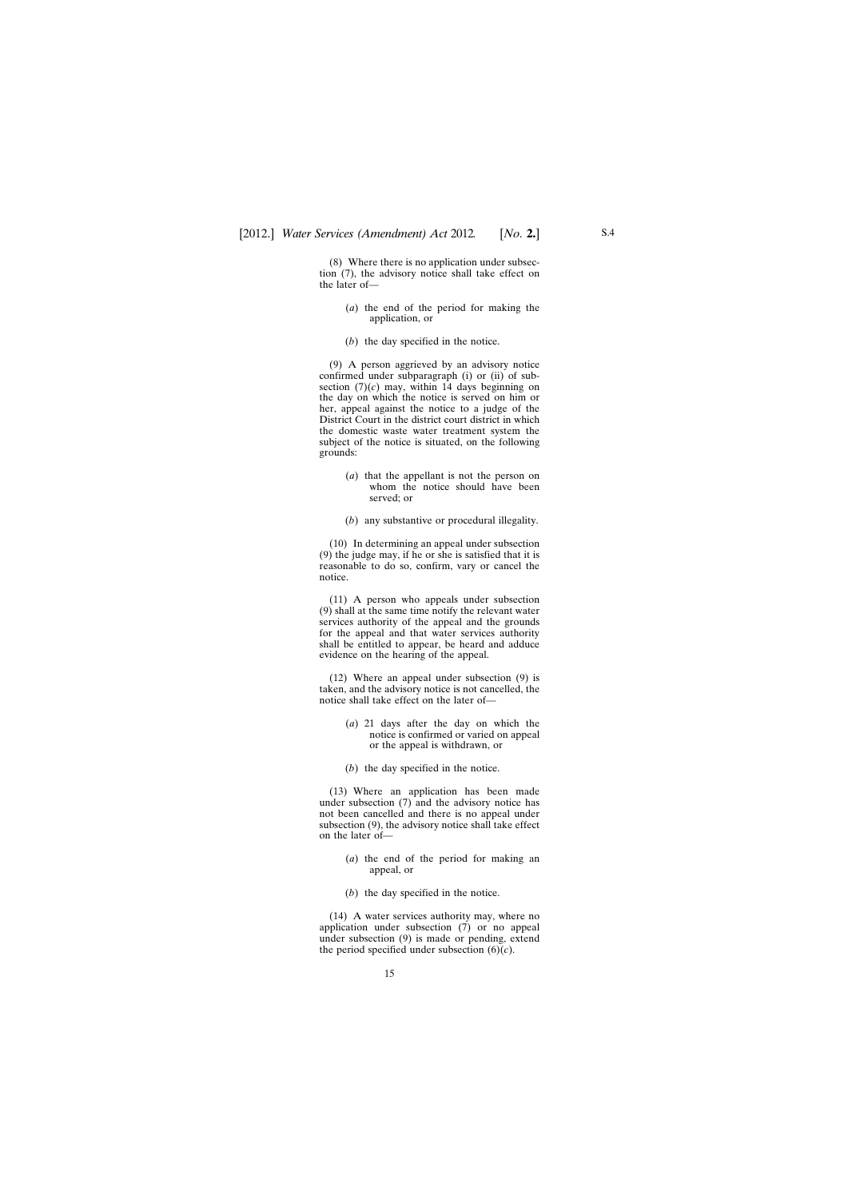(8) Where there is no application under subsection (7), the advisory notice shall take effect on the later of—

(*a*) the end of the period for making the application, or

(*b*) the day specified in the notice.

(9) A person aggrieved by an advisory notice confirmed under subparagraph (i) or (ii) of subsection (7)(*c*) may, within 14 days beginning on the day on which the notice is served on him or her, appeal against the notice to a judge of the District Court in the district court district in which the domestic waste water treatment system the subject of the notice is situated, on the following grounds:

(*a*) that the appellant is not the person on whom the notice should have been served; or

(*b*) any substantive or procedural illegality.

(10) In determining an appeal under subsection (9) the judge may, if he or she is satisfied that it is reasonable to do so, confirm, vary or cancel the notice.

(11) A person who appeals under subsection (9) shall at the same time notify the relevant water services authority of the appeal and the grounds for the appeal and that water services authority shall be entitled to appear, be heard and adduce evidence on the hearing of the appeal.

(12) Where an appeal under subsection (9) is taken, and the advisory notice is not cancelled, the notice shall take effect on the later of—

(*a*) 21 days after the day on which the notice is confirmed or varied on appeal or the appeal is withdrawn, or

(*b*) the day specified in the notice.

(13) Where an application has been made under subsection (7) and the advisory notice has not been cancelled and there is no appeal under subsection (9), the advisory notice shall take effect on the later of—

(*a*) the end of the period for making an appeal, or

(*b*) the day specified in the notice.

(14) A water services authority may, where no application under subsection (7) or no appeal under subsection (9) is made or pending, extend the period specified under subsection (6)(*c*).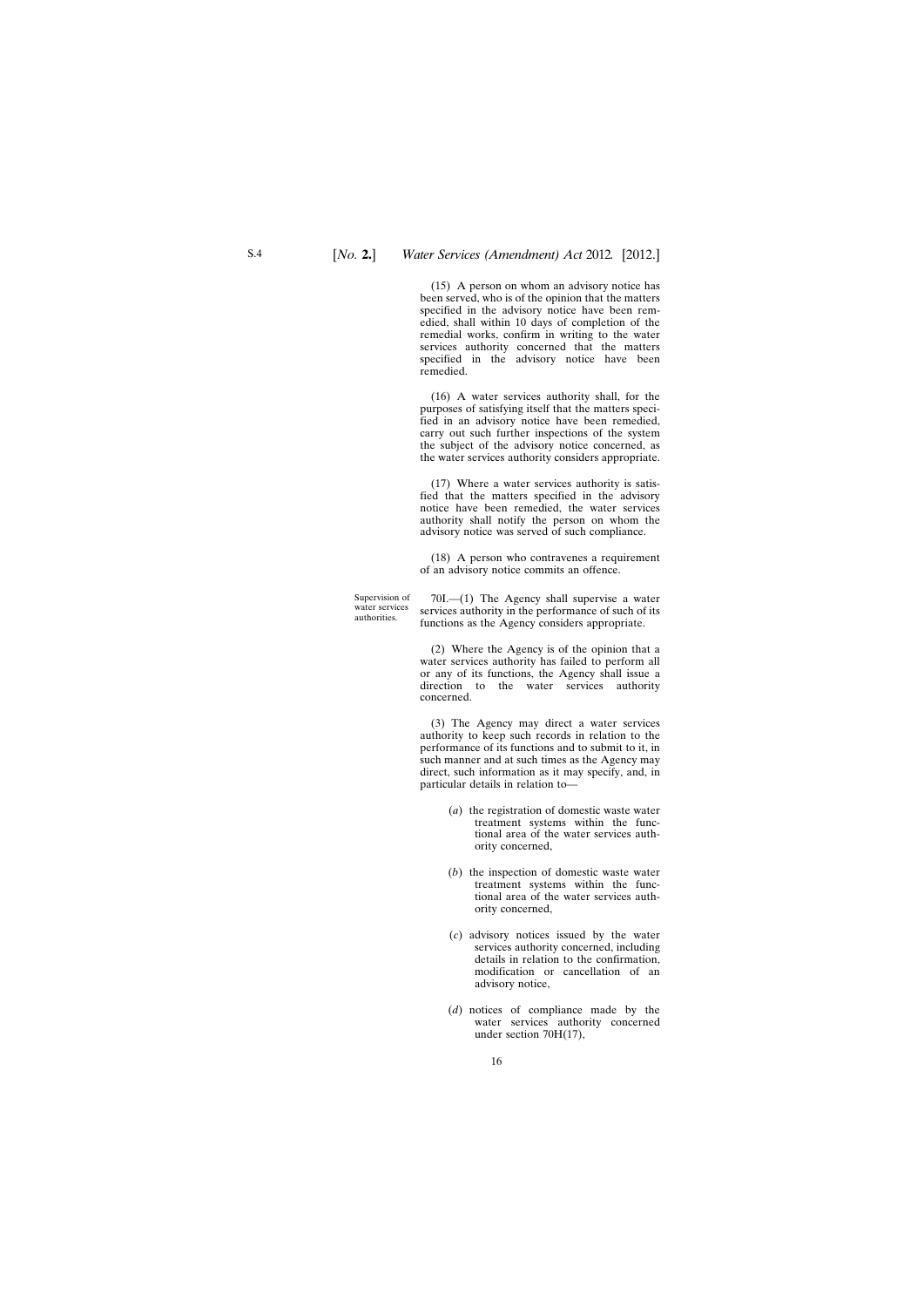(15) A person on whom an advisory notice has been served, who is of the opinion that the matters specified in the advisory notice have been remedied, shall within 10 days of completion of the remedial works, confirm in writing to the water services authority concerned that the matters specified in the advisory notice have been remedied.

(16) A water services authority shall, for the purposes of satisfying itself that the matters specified in an advisory notice have been remedied, carry out such further inspections of the system the subject of the advisory notice concerned, as the water services authority considers appropriate.

(17) Where a water services authority is satisfied that the matters specified in the advisory notice have been remedied, the water services authority shall notify the person on whom the advisory notice was served of such compliance.

(18) A person who contravenes a requirement of an advisory notice commits an offence.

Supervision of water services authorities.

70I.—(1) The Agency shall supervise a water services authority in the performance of such of its functions as the Agency considers appropriate.

(2) Where the Agency is of the opinion that a water services authority has failed to perform all or any of its functions, the Agency shall issue a direction to the water services authority concerned.

(3) The Agency may direct a water services authority to keep such records in relation to the performance of its functions and to submit to it, in such manner and at such times as the Agency may direct, such information as it may specify, and, in particular details in relation to—

(*a*) the registration of domestic waste water treatment systems within the functional area of the water services authority concerned,

(*b*) the inspection of domestic waste water treatment systems within the functional area of the water services authority concerned,

(*c*) advisory notices issued by the water services authority concerned, including details in relation to the confirmation, modification or cancellation of an advisory notice,

(*d*) notices of compliance made by the water services authority concerned under section 70H(17),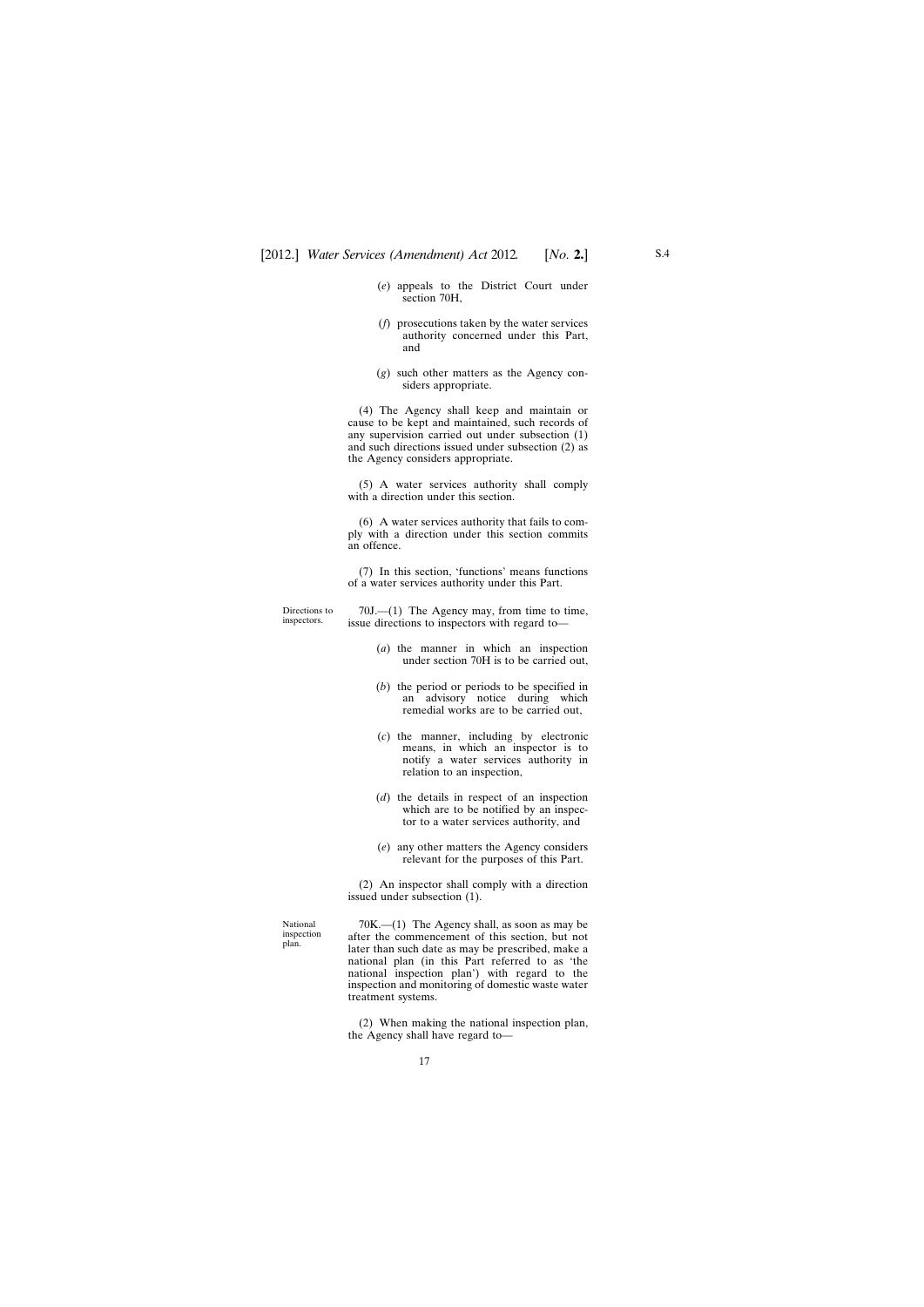(*e*) appeals to the District Court under section 70H,

(*f*) prosecutions taken by the water services authority concerned under this Part, and

(*g*) such other matters as the Agency considers appropriate.

(4) The Agency shall keep and maintain or cause to be kept and maintained, such records of any supervision carried out under subsection (1) and such directions issued under subsection (2) as the Agency considers appropriate.

(5) A water services authority shall comply with a direction under this section.

(6) A water services authority that fails to comply with a direction under this section commits an offence.

(7) In this section, 'functions' means functions of a water services authority under this Part.

Directions to inspectors.

70J.—(1) The Agency may, from time to time, issue directions to inspectors with regard to—

(*a*) the manner in which an inspection under section 70H is to be carried out,

(*b*) the period or periods to be specified in an advisory notice during which remedial works are to be carried out,

(*c*) the manner, including by electronic means, in which an inspector is to notify a water services authority in relation to an inspection,

(*d*) the details in respect of an inspection which are to be notified by an inspector to a water services authority, and

(*e*) any other matters the Agency considers relevant for the purposes of this Part.

(2) An inspector shall comply with a direction issued under subsection (1).

National inspection plan.

70K.—(1) The Agency shall, as soon as may be after the commencement of this section, but not later than such date as may be prescribed, make a national plan (in this Part referred to as 'the national inspection plan') with regard to the inspection and monitoring of domestic waste water treatment systems.

(2) When making the national inspection plan, the Agency shall have regard to—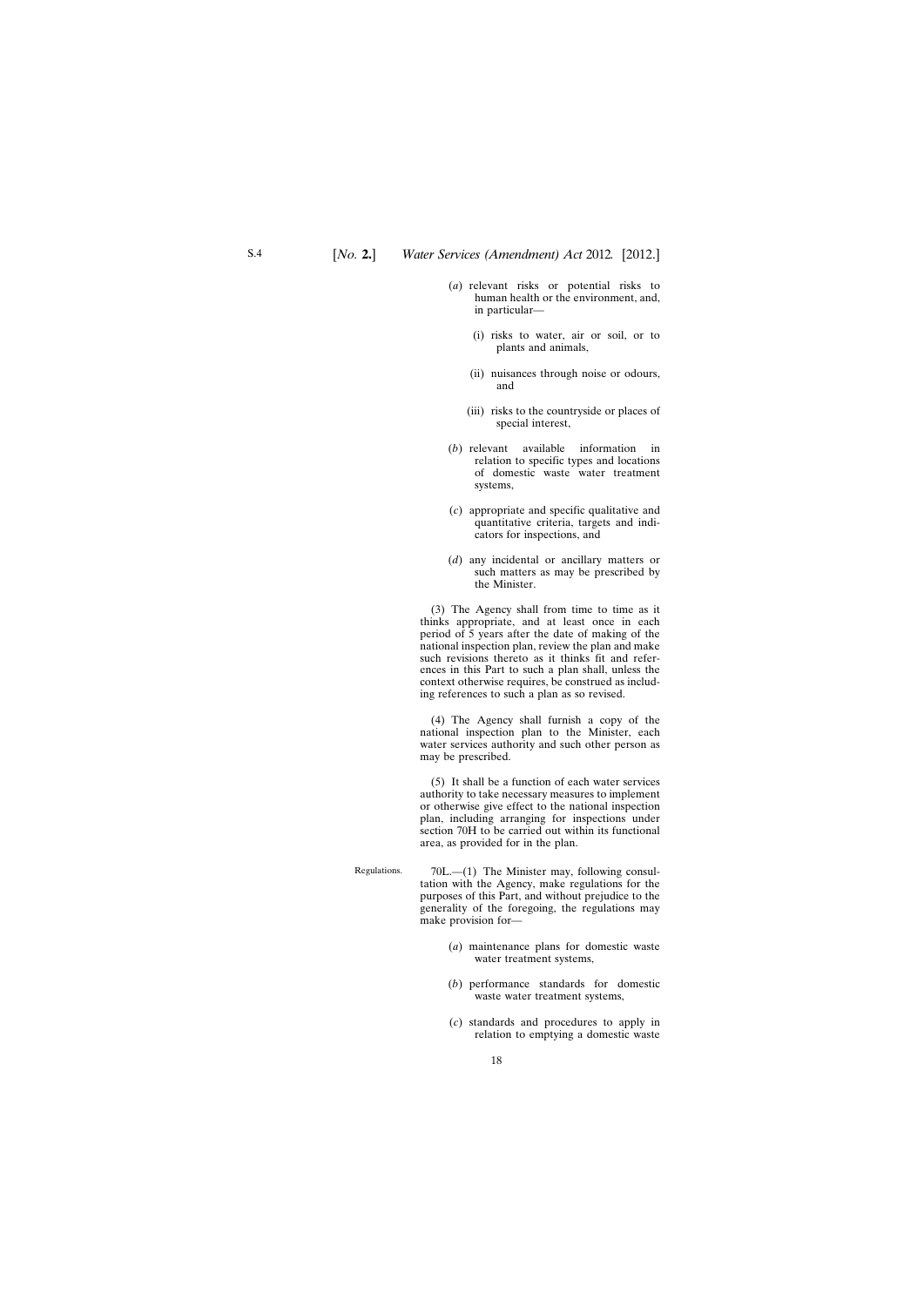(*a*) relevant risks or potential risks to human health or the environment, and, in particular—

(i) risks to water, air or soil, or to plants and animals,

(ii) nuisances through noise or odours, and

(iii) risks to the countryside or places of special interest,

(*b*) relevant available information in relation to specific types and locations of domestic waste water treatment systems,

(*c*) appropriate and specific qualitative and quantitative criteria, targets and indicators for inspections, and

(*d*) any incidental or ancillary matters or such matters as may be prescribed by the Minister.

(3) The Agency shall from time to time as it thinks appropriate, and at least once in each period of 5 years after the date of making of the national inspection plan, review the plan and make such revisions thereto as it thinks fit and references in this Part to such a plan shall, unless the context otherwise requires, be construed as including references to such a plan as so revised.

(4) The Agency shall furnish a copy of the national inspection plan to the Minister, each water services authority and such other person as may be prescribed.

(5) It shall be a function of each water services authority to take necessary measures to implement or otherwise give effect to the national inspection plan, including arranging for inspections under section 70H to be carried out within its functional area, as provided for in the plan.

Regulations.

70L.—(1) The Minister may, following consultation with the Agency, make regulations for the purposes of this Part, and without prejudice to the generality of the foregoing, the regulations may make provision for—

(*a*) maintenance plans for domestic waste water treatment systems,

(*b*) performance standards for domestic waste water treatment systems,

(*c*) standards and procedures to apply in relation to emptying a domestic waste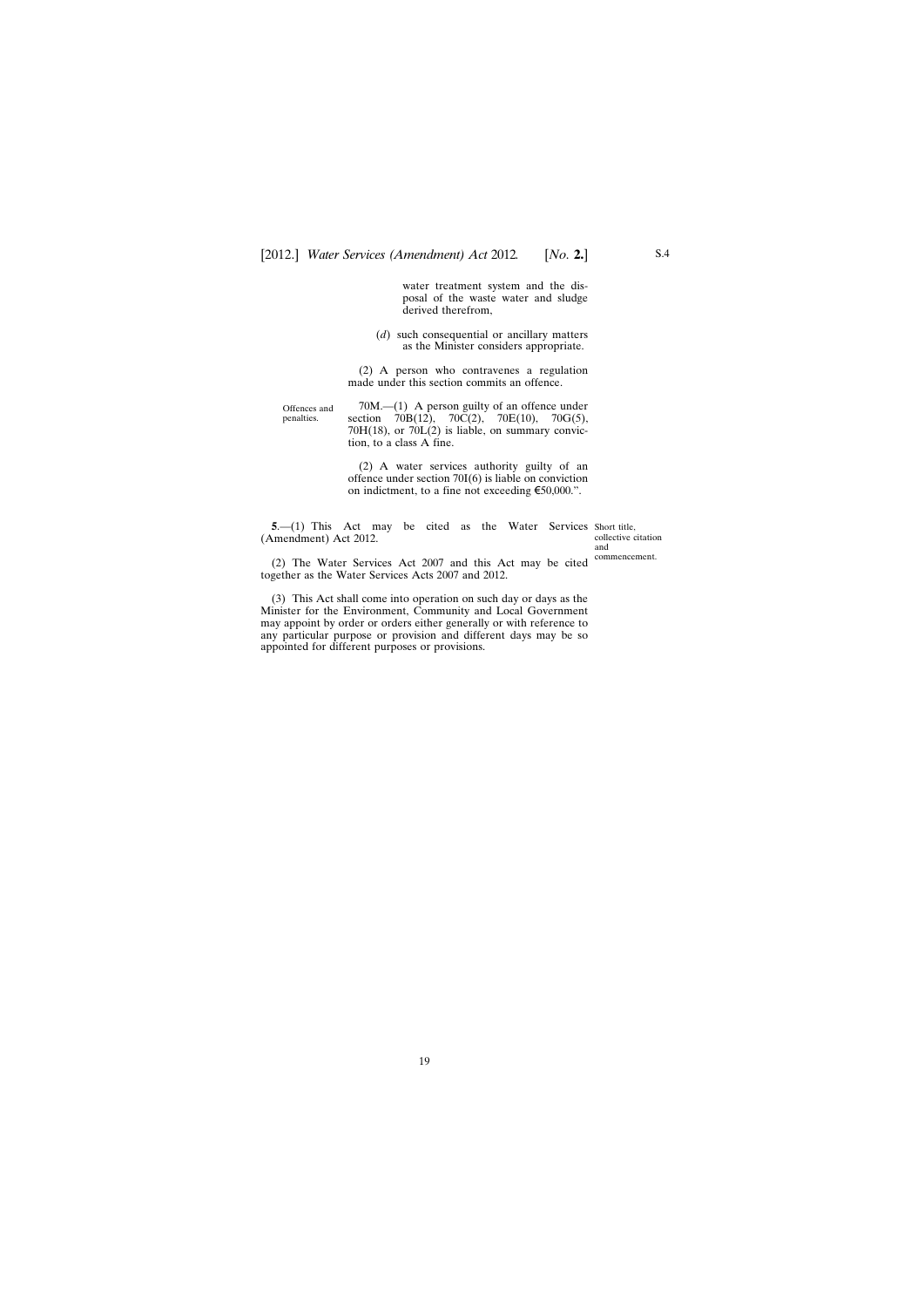water treatment system and the disposal of the waste water and sludge derived therefrom,

(*d*) such consequential or ancillary matters as the Minister considers appropriate.

(2) A person who contravenes a regulation made under this section commits an offence.

Offences and penalties.

70M.—(1) A person guilty of an offence under section 70B(12), 70C(2), 70E(10), 70G(5), 70H(18), or 70L(2) is liable, on summary conviction, to a class A fine.

(2) A water services authority guilty of an offence under section 70I(6) is liable on conviction on indictment, to a fine not exceeding €50,000.".

Short title, collective citation and commencement.

**5**.—(1) This Act may be cited as the Water Services (Amendment) Act 2012.

(2) The Water Services Act 2007 and this Act may be cited together as the Water Services Acts 2007 and 2012.

(3) This Act shall come into operation on such day or days as the Minister for the Environment, Community and Local Government may appoint by order or orders either generally or with reference to any particular purpose or provision and different days may be so appointed for different purposes or provisions.